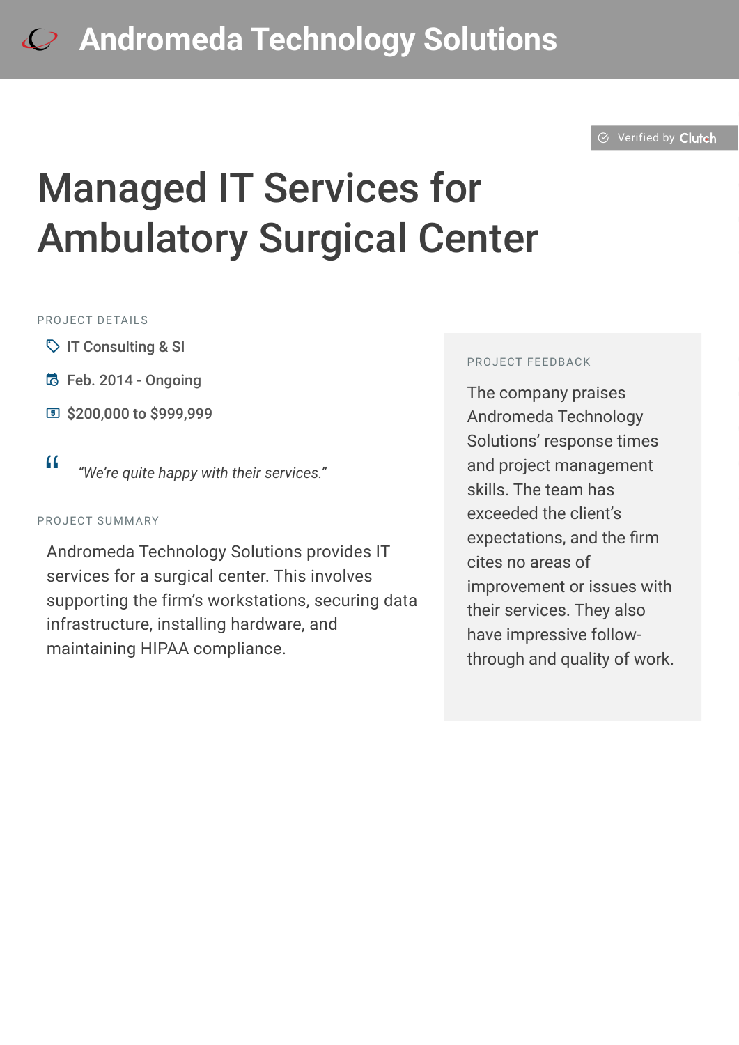# Andromeda Technology Solutions

Verified by Clutch

## Managed IT Services for Ambulatory Surgical Center

PROJECT DETAILS

- IT Consulting & SI
- Feb. 2014 - Ongoing
- $200,000 to $999,999

> *“We’re quite happy with their services.”*

PROJECT SUMMARY

Andromeda Technology Solutions provides IT services for a surgical center. This involves supporting the firm’s workstations, securing data infrastructure, installing hardware, and maintaining HIPAA compliance.

PROJECT FEEDBACK

The company praises Andromeda Technology Solutions’ response times and project management skills. The team has exceeded the client’s expectations, and the firm cites no areas of improvement or issues with their services. They also have impressive follow-through and quality of work.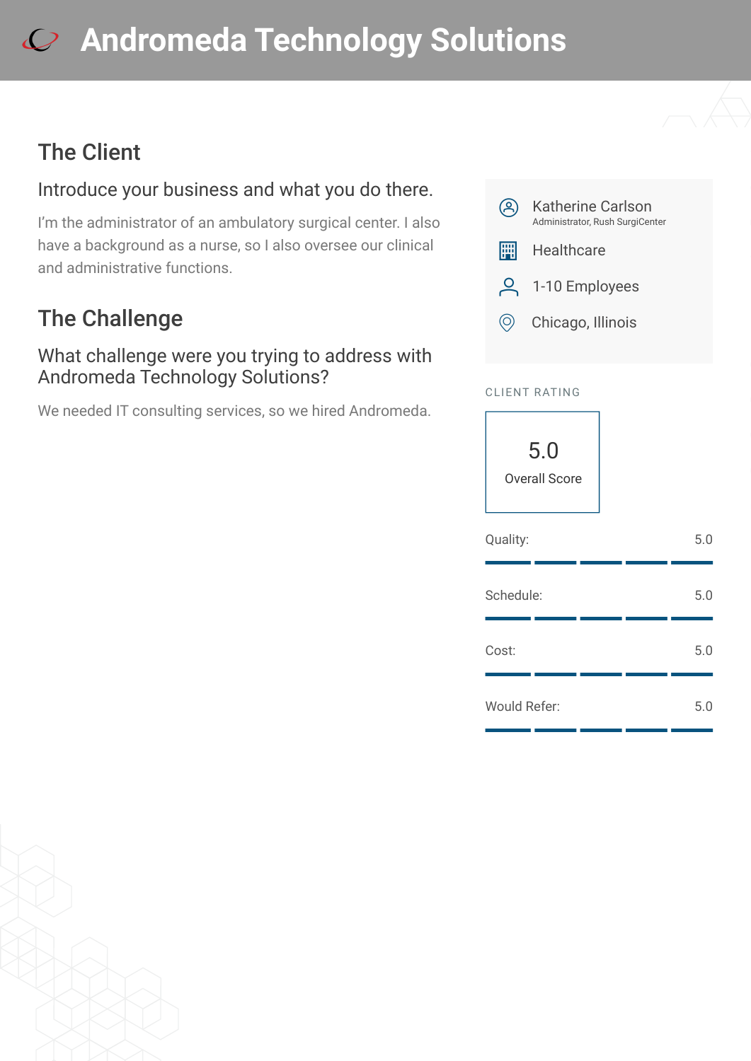# Andromeda Technology Solutions

## The Client

### Introduce your business and what you do there.

I'm the administrator of an ambulatory surgical center. I also have a background as a nurse, so I also oversee our clinical and administrative functions.

## The Challenge

### What challenge were you trying to address with Andromeda Technology Solutions?

We needed IT consulting services, so we hired Andromeda.

Katherine Carlson
Administrator, Rush SurgiCenter

Healthcare

1-10 Employees

Chicago, Illinois

CLIENT RATING

5.0
Overall Score

| | |
|---|---|
| Quality: | 5.0 |
| Schedule: | 5.0 |
| Cost: | 5.0 |
| Would Refer: | 5.0 |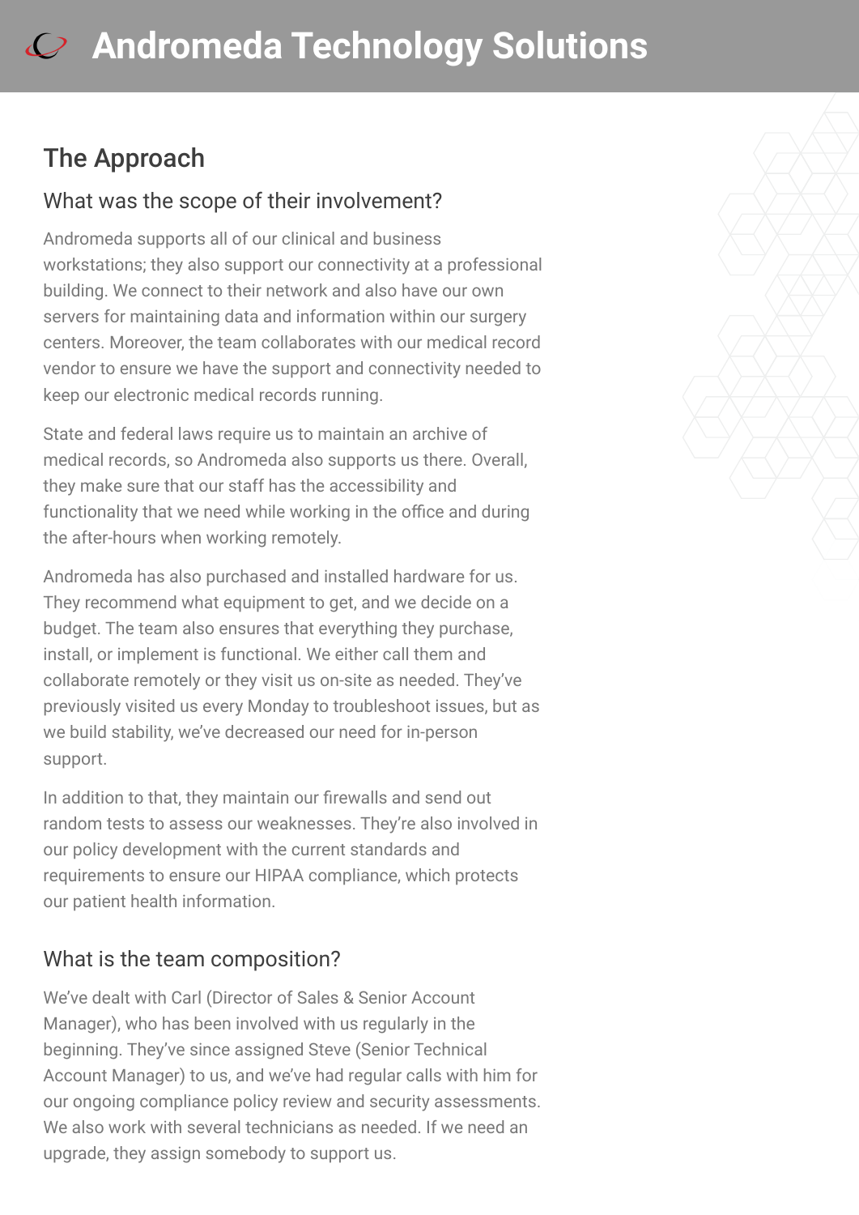## The Approach

### What was the scope of their involvement?

Andromeda supports all of our clinical and business workstations; they also support our connectivity at a professional building. We connect to their network and also have our own servers for maintaining data and information within our surgery centers. Moreover, the team collaborates with our medical record vendor to ensure we have the support and connectivity needed to keep our electronic medical records running.

State and federal laws require us to maintain an archive of medical records, so Andromeda also supports us there. Overall, they make sure that our staff has the accessibility and functionality that we need while working in the office and during the after-hours when working remotely.

Andromeda has also purchased and installed hardware for us. They recommend what equipment to get, and we decide on a budget. The team also ensures that everything they purchase, install, or implement is functional. We either call them and collaborate remotely or they visit us on-site as needed. They've previously visited us every Monday to troubleshoot issues, but as we build stability, we've decreased our need for in-person support.

In addition to that, they maintain our firewalls and send out random tests to assess our weaknesses. They're also involved in our policy development with the current standards and requirements to ensure our HIPAA compliance, which protects our patient health information.

### What is the team composition?

We've dealt with Carl (Director of Sales & Senior Account Manager), who has been involved with us regularly in the beginning. They've since assigned Steve (Senior Technical Account Manager) to us, and we've had regular calls with him for our ongoing compliance policy review and security assessments. We also work with several technicians as needed. If we need an upgrade, they assign somebody to support us.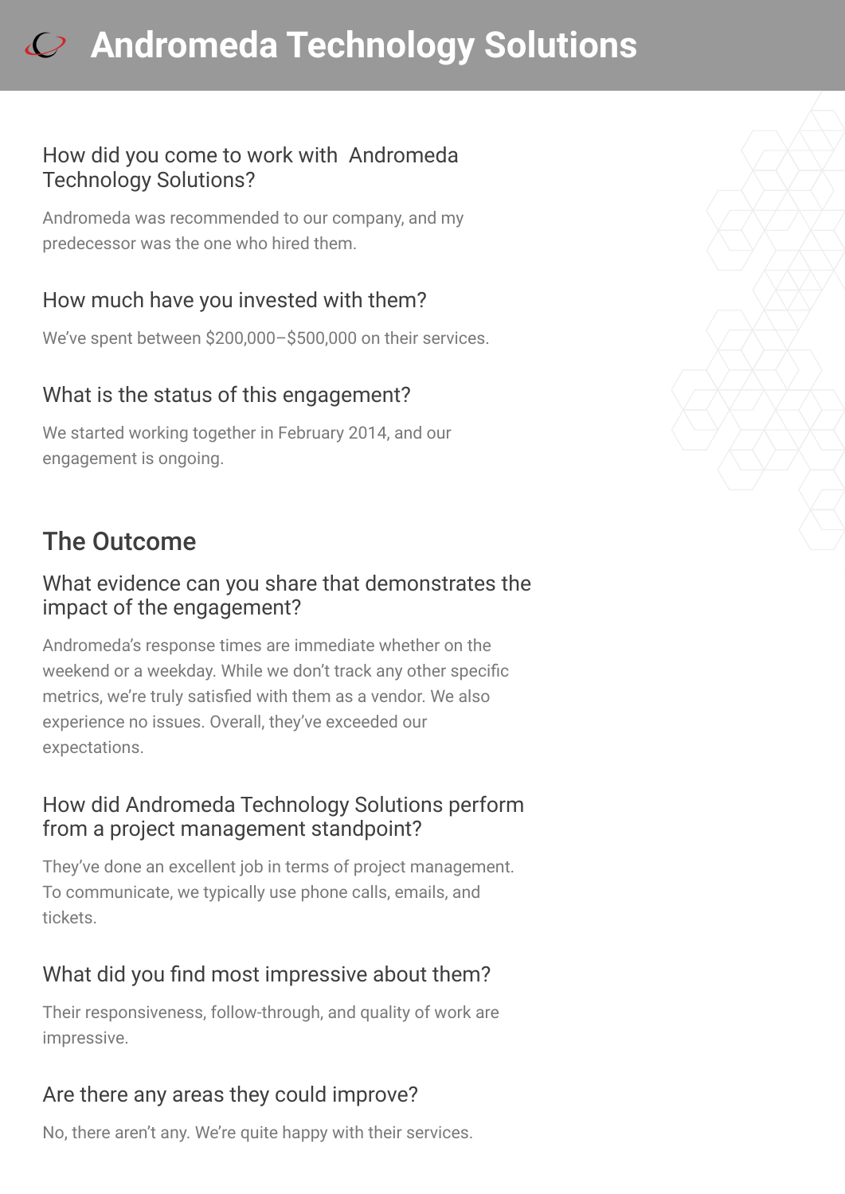### How did you come to work with Andromeda Technology Solutions?

Andromeda was recommended to our company, and my predecessor was the one who hired them.

### How much have you invested with them?

We've spent between $200,000–$500,000 on their services.

### What is the status of this engagement?

We started working together in February 2014, and our engagement is ongoing.

## The Outcome

### What evidence can you share that demonstrates the impact of the engagement?

Andromeda's response times are immediate whether on the weekend or a weekday. While we don't track any other specific metrics, we're truly satisfied with them as a vendor. We also experience no issues. Overall, they've exceeded our expectations.

### How did Andromeda Technology Solutions perform from a project management standpoint?

They've done an excellent job in terms of project management. To communicate, we typically use phone calls, emails, and tickets.

### What did you find most impressive about them?

Their responsiveness, follow-through, and quality of work are impressive.

### Are there any areas they could improve?

No, there aren't any. We're quite happy with their services.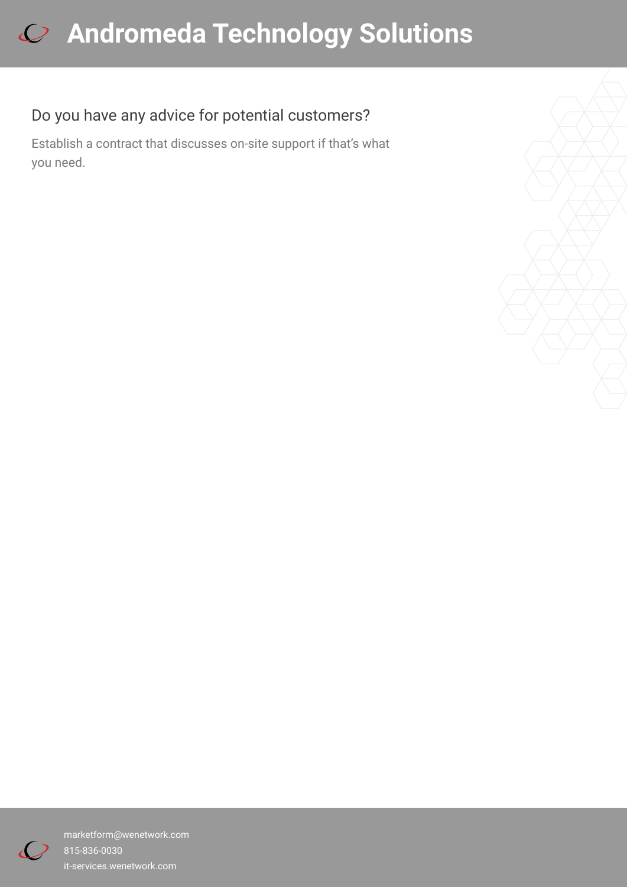### Do you have any advice for potential customers?

Establish a contract that discusses on-site support if that's what you need.